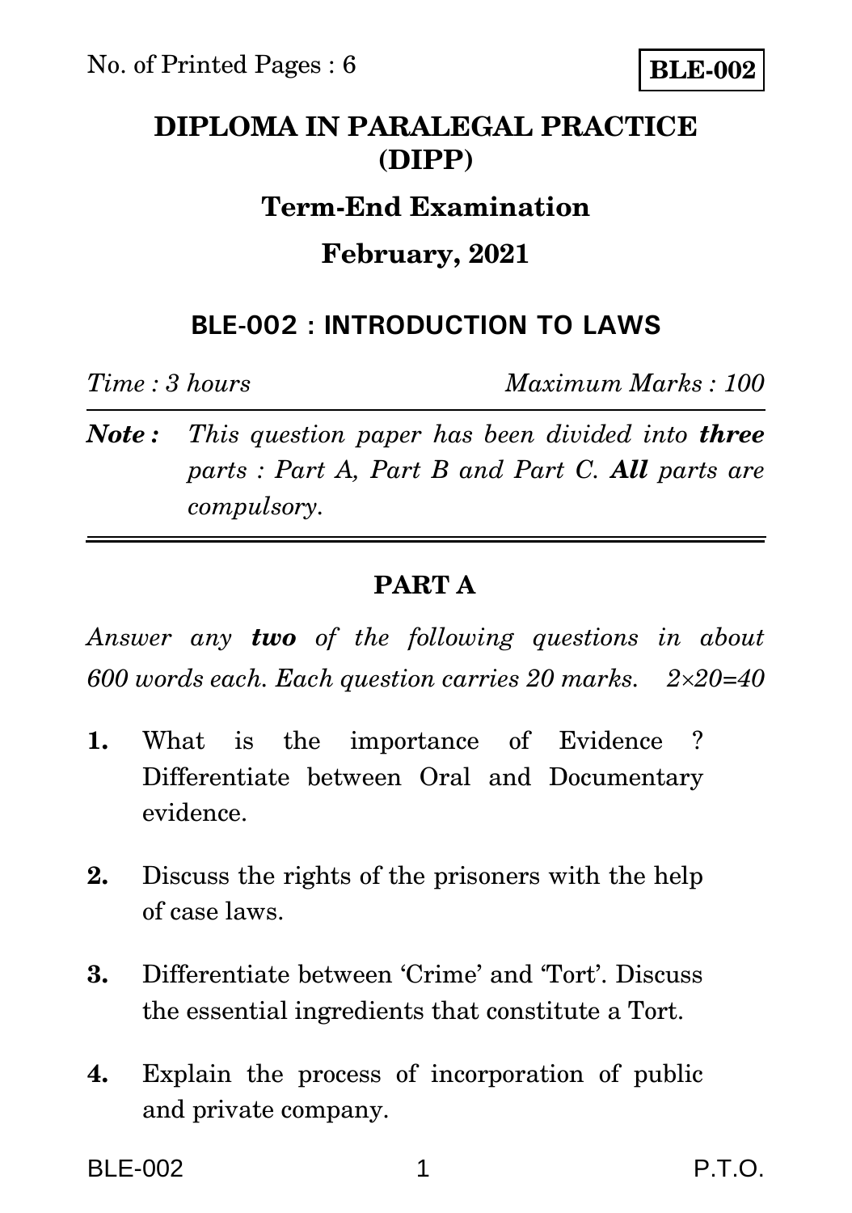No. of Printed Pages : 6

**BLE-002**

# DIPLOMA IN PARALEGAL PRACTICE (DIPP)

## Term-End Examination

## February, 2021

### BLE-002 : INTRODUCTION TO LAWS

*Time : 3 hours* *Maximum Marks : 100*

***Note :*** *This question paper has been divided into **three** parts : Part A, Part B and Part C. **All** parts are compulsory.*

---

### PART A

*Answer any **two** of the following questions in about 600 words each. Each question carries 20 marks.* $2 \times 20 = 40$

1. What is the importance of Evidence ? Differentiate between Oral and Documentary evidence.

2. Discuss the rights of the prisoners with the help of case laws.

3. Differentiate between 'Crime' and 'Tort'. Discuss the essential ingredients that constitute a Tort.

4. Explain the process of incorporation of public and private company.

P.T.O.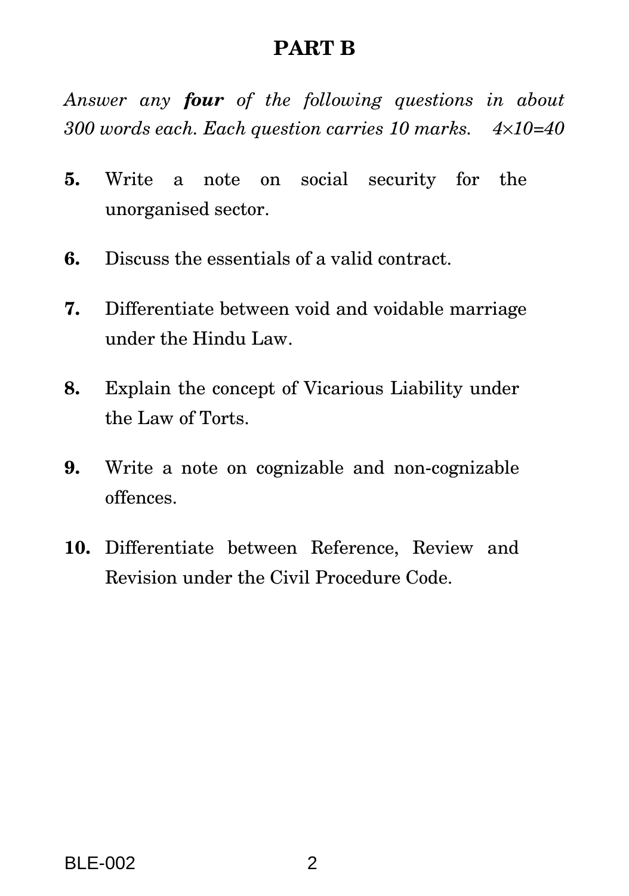## PART B

*Answer any **four** of the following questions in about 300 words each. Each question carries 10 marks.* $4 \times 10 = 40$

**5.** Write a note on social security for the unorganised sector.

**6.** Discuss the essentials of a valid contract.

**7.** Differentiate between void and voidable marriage under the Hindu Law.

**8.** Explain the concept of Vicarious Liability under the Law of Torts.

**9.** Write a note on cognizable and non-cognizable offences.

**10.** Differentiate between Reference, Review and Revision under the Civil Procedure Code.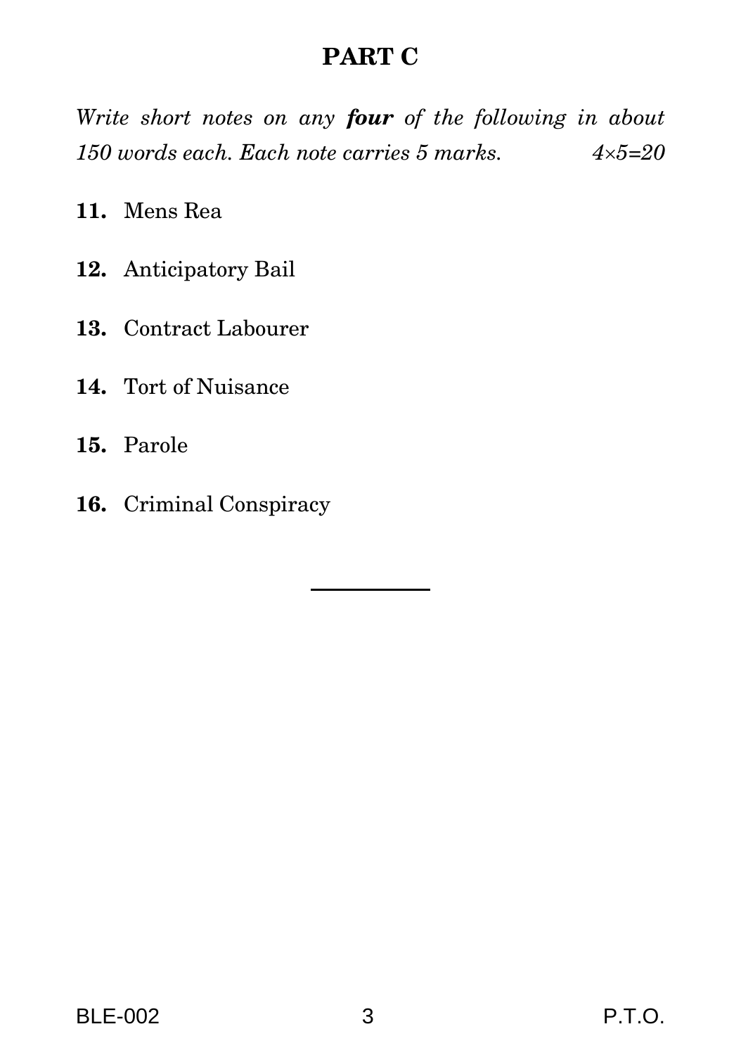## PART C

*Write short notes on any **four** of the following in about 150 words each. Each note carries 5 marks.* *4×5=20*

**11.** Mens Rea

**12.** Anticipatory Bail

**13.** Contract Labourer

**14.** Tort of Nuisance

**15.** Parole

**16.** Criminal Conspiracy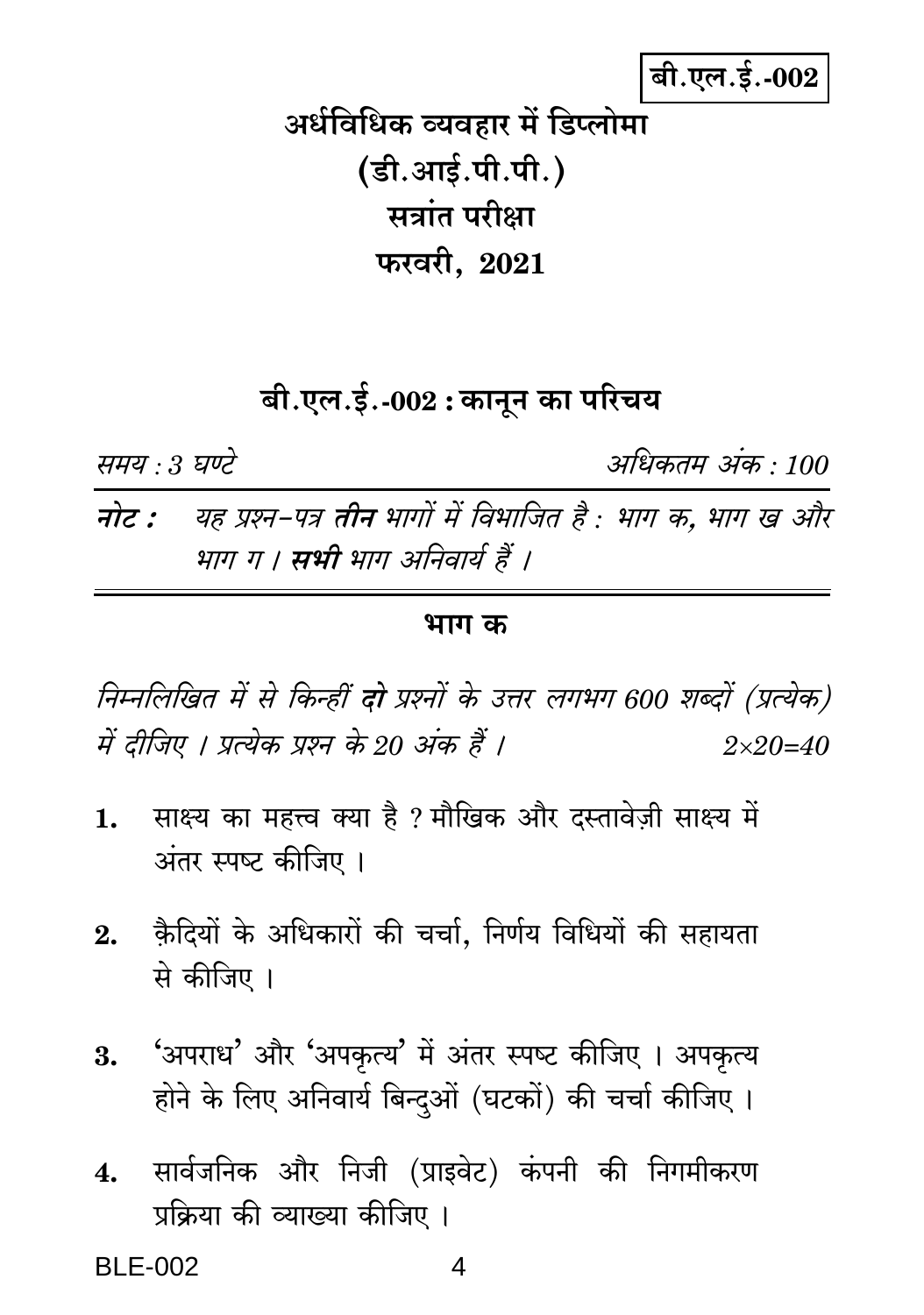**बी.एल.ई.-002**

# अर्धविधिक व्यवहार में डिप्लोमा
# (डी.आई.पी.पी.)
# सत्रांत परीक्षा
# फरवरी, 2021

## बी.एल.ई.-002 : कानून का परिचय

*समय : 3 घण्टे* *अधिकतम अंक : 100*

**नोट :** *यह प्रश्न-पत्र* ***तीन*** *भागों में विभाजित है : भाग क, भाग ख और भाग ग । **सभी** भाग अनिवार्य हैं ।*

### भाग क

*निम्नलिखित में से किन्हीं **दो** प्रश्नों के उत्तर लगभग 600 शब्दों (प्रत्येक) में दीजिए । प्रत्येक प्रश्न के 20 अंक हैं ।* $2 \times 20 = 40$

1. साक्ष्य का महत्त्व क्या है ? मौखिक और दस्तावेज़ी साक्ष्य में अंतर स्पष्ट कीजिए ।

2. क़ैदियों के अधिकारों की चर्चा, निर्णय विधियों की सहायता से कीजिए ।

3. 'अपराध' और 'अपकृत्य' में अंतर स्पष्ट कीजिए । अपकृत्य होने के लिए अनिवार्य बिन्दुओं (घटकों) की चर्चा कीजिए ।

4. सार्वजनिक और निजी (प्राइवेट) कंपनी की निगमीकरण प्रक्रिया की व्याख्या कीजिए ।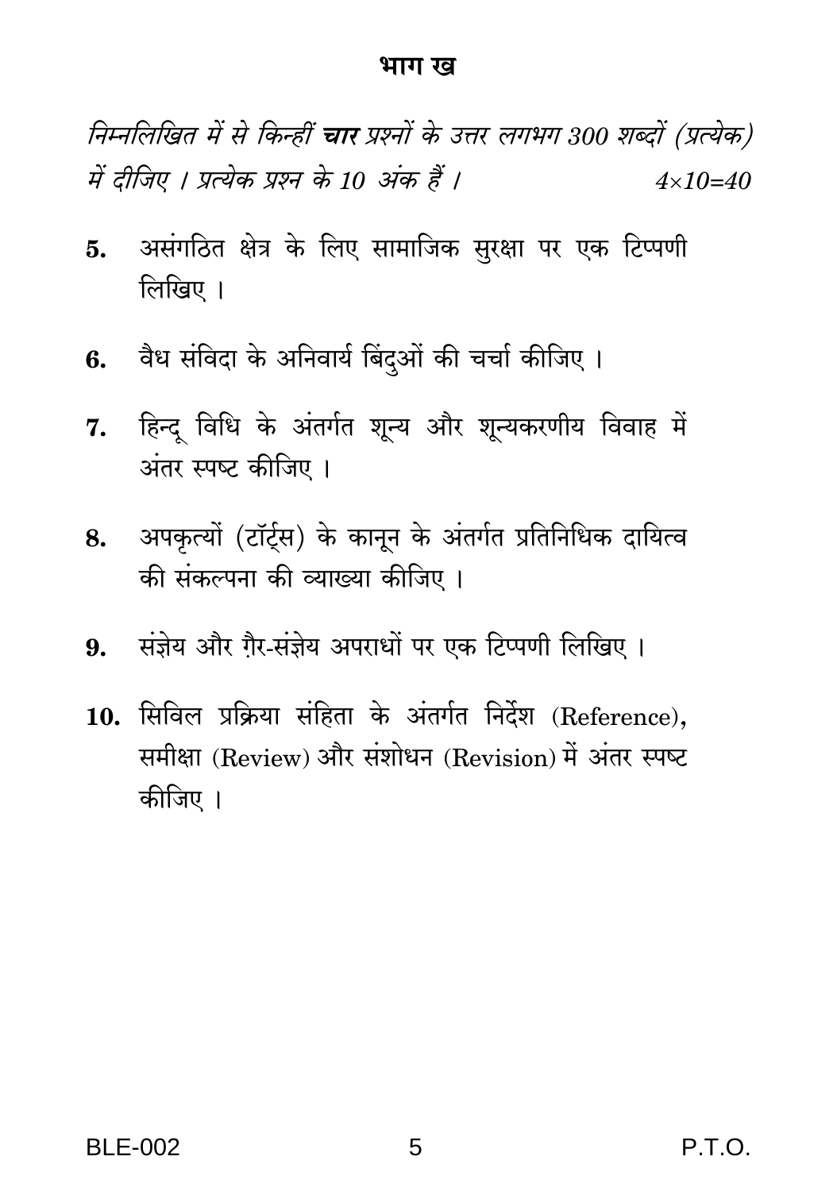## भाग ख

*निम्नलिखित में से किन्हीं **चार** प्रश्नों के उत्तर लगभग 300 शब्दों (प्रत्येक) में दीजिए । प्रत्येक प्रश्न के 10 अंक हैं ।* $4 \times 10 = 40$

**5.** असंगठित क्षेत्र के लिए सामाजिक सुरक्षा पर एक टिप्पणी लिखिए ।

**6.** वैध संविदा के अनिवार्य बिंदुओं की चर्चा कीजिए ।

**7.** हिन्दू विधि के अंतर्गत शून्य और शून्यकरणीय विवाह में अंतर स्पष्ट कीजिए ।

**8.** अपकृत्यों (टॉर्ट्स) के कानून के अंतर्गत प्रतिनिधिक दायित्व की संकल्पना की व्याख्या कीजिए ।

**9.** संज्ञेय और ग़ैर-संज्ञेय अपराधों पर एक टिप्पणी लिखिए ।

**10.** सिविल प्रक्रिया संहिता के अंतर्गत निर्देश (Reference), समीक्षा (Review) और संशोधन (Revision) में अंतर स्पष्ट कीजिए ।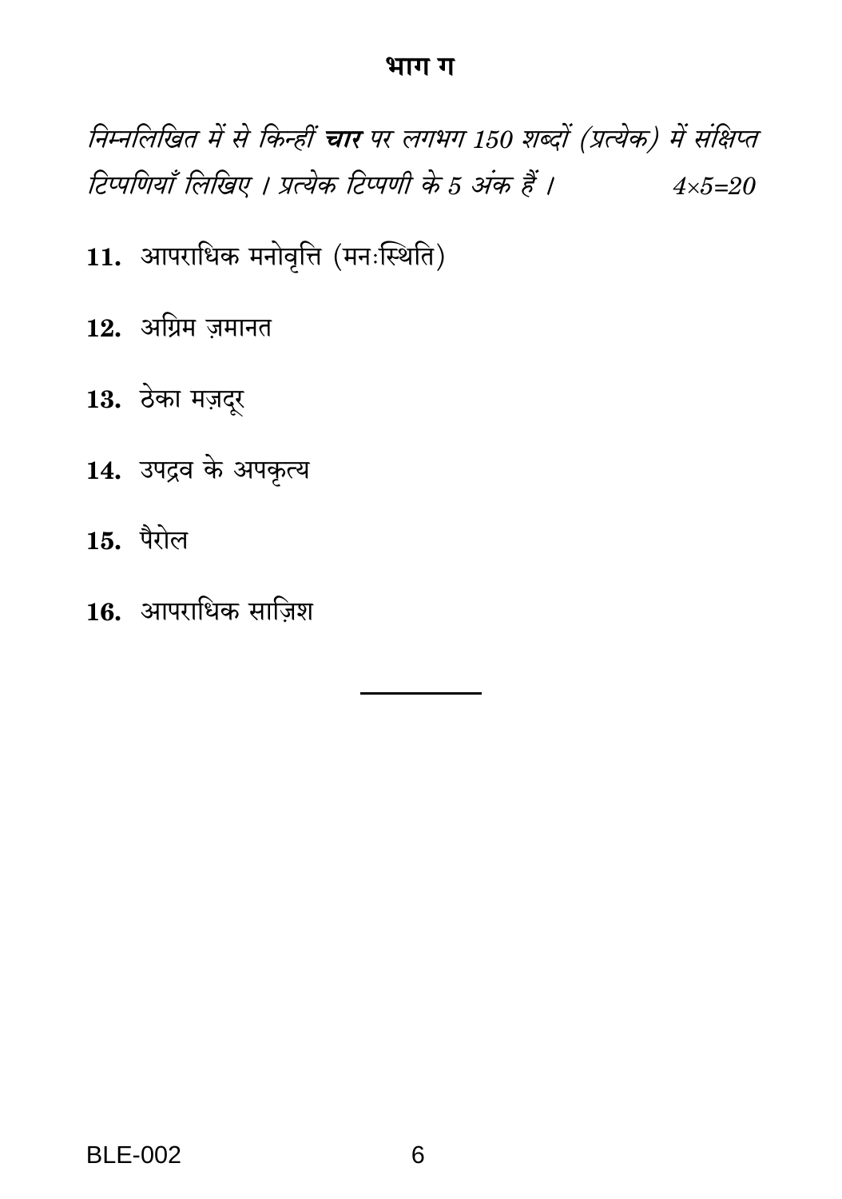## भाग ग

*निम्नलिखित में से किन्हीं* ***चार*** *पर लगभग 150 शब्दों (प्रत्येक) में संक्षिप्त टिप्पणियाँ लिखिए । प्रत्येक टिप्पणी के 5 अंक हैं ।* *4×5=20*

**11.** आपराधिक मनोवृत्ति (मनःस्थिति)

**12.** अग्रिम ज़मानत

**13.** ठेका मज़दूर

**14.** उपद्रव के अपकृत्य

**15.** पैरोल

**16.** आपराधिक साज़िश